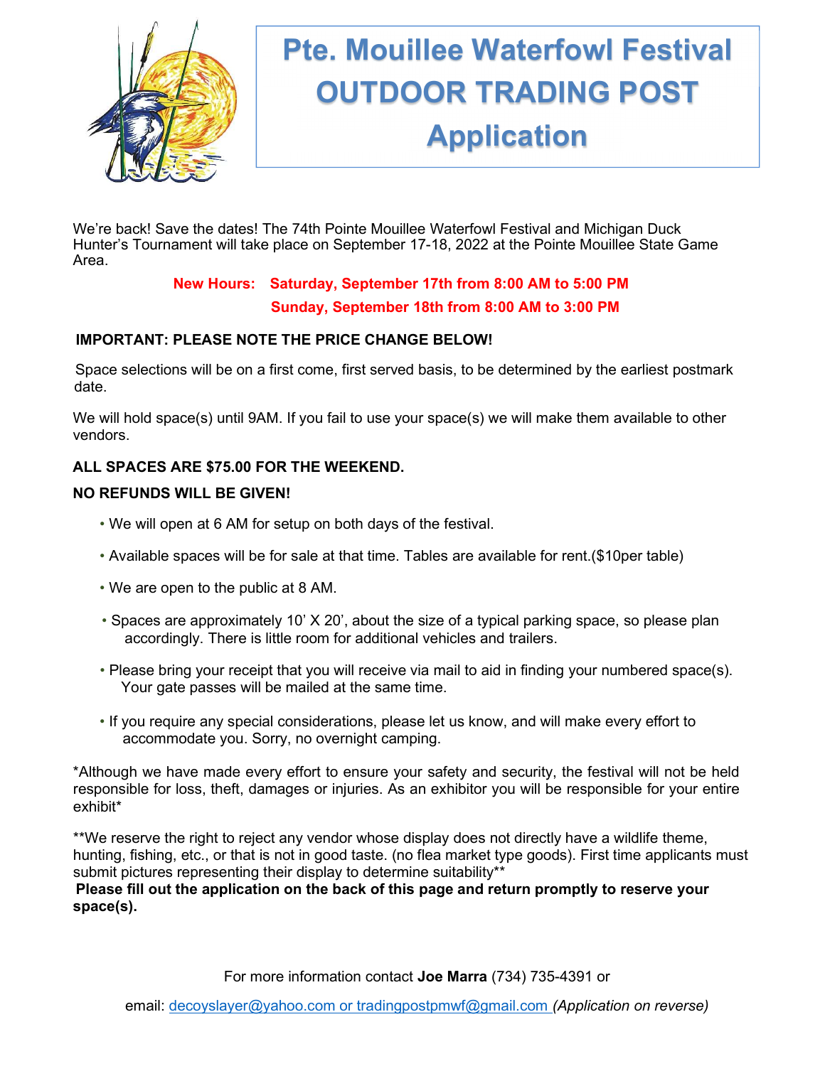# Pte. Mouillee Waterfowl Festival OUTDOOR TRADING POST Application

We're back! Save the dates! The 74th Pointe Mouillee Waterfowl Festival and Michigan Duck Hunter's Tournament will take place on September 17-18, 2022 at the Pointe Mouillee State Game Area.

**New Hours: Saturday, September 17th from 8:00 AM to 5:00 PM**

**Sunday, September 18th from 8:00 AM to 3:00 PM**

**IMPORTANT: PLEASE NOTE THE PRICE CHANGE BELOW!**

Space selections will be on a first come, first served basis, to be determined by the earliest postmark date.

We will hold space(s) until 9AM. If you fail to use your space(s) we will make them available to other vendors.

**ALL SPACES ARE $75.00 FOR THE WEEKEND.**

**NO REFUNDS WILL BE GIVEN!**

- We will open at 6 AM for setup on both days of the festival.
- Available spaces will be for sale at that time. Tables are available for rent.($10per table)
- We are open to the public at 8 AM.
- Spaces are approximately 10' X 20', about the size of a typical parking space, so please plan accordingly. There is little room for additional vehicles and trailers.
- Please bring your receipt that you will receive via mail to aid in finding your numbered space(s). Your gate passes will be mailed at the same time.
- If you require any special considerations, please let us know, and will make every effort to accommodate you. Sorry, no overnight camping.

*Although we have made every effort to ensure your safety and security, the festival will not be held responsible for loss, theft, damages or injuries. As an exhibitor you will be responsible for your entire exhibit*

**We reserve the right to reject any vendor whose display does not directly have a wildlife theme, hunting, fishing, etc., or that is not in good taste. (no flea market type goods). First time applicants must submit pictures representing their display to determine suitability**

**Please fill out the application on the back of this page and return promptly to reserve your space(s).**

For more information contact **Joe Marra** (734) 735-4391 or

email: decoyslayer@yahoo.com or tradingpostpmwf@gmail.com *(Application on reverse)*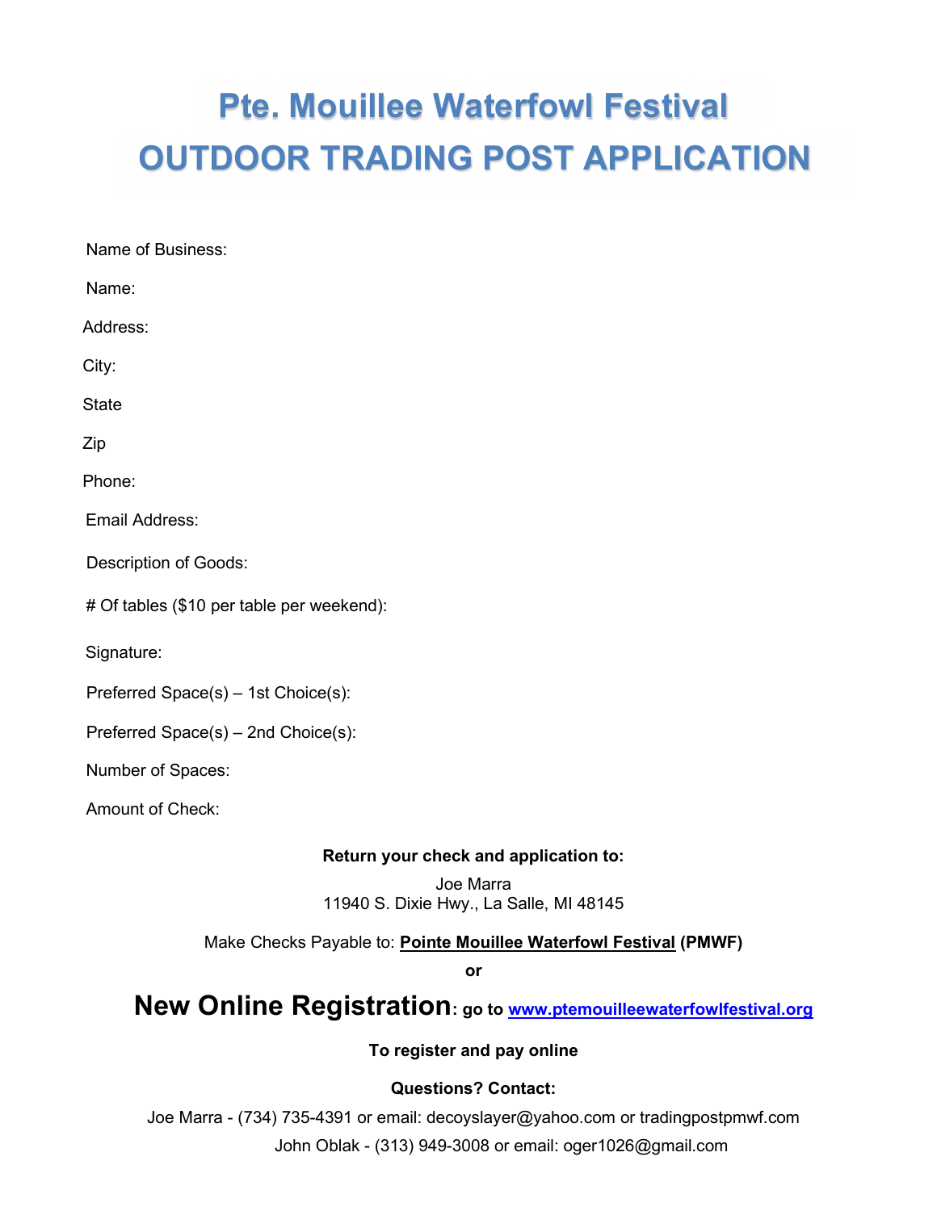# Pte. Mouillee Waterfowl Festival

# OUTDOOR TRADING POST APPLICATION

Name of Business:

Name:

Address:

City:

State

Zip

Phone:

Email Address:

Description of Goods:

# Of tables ($10 per table per weekend):

Signature:

Preferred Space(s) – 1st Choice(s):

Preferred Space(s) – 2nd Choice(s):

Number of Spaces:

Amount of Check:

**Return your check and application to:**

Joe Marra
11940 S. Dixie Hwy., La Salle, MI 48145

Make Checks Payable to: **Pointe Mouillee Waterfowl Festival** **(PMWF)**

**or**

## New Online Registration: go to [www.ptemouilleewaterfowlfestival.org](http://www.ptemouilleewaterfowlfestival.org)

**To register and pay online**

**Questions? Contact:**

Joe Marra - (734) 735-4391 or email: decoyslayer@yahoo.com or tradingpostpmwf.com

John Oblak - (313) 949-3008 or email: oger1026@gmail.com